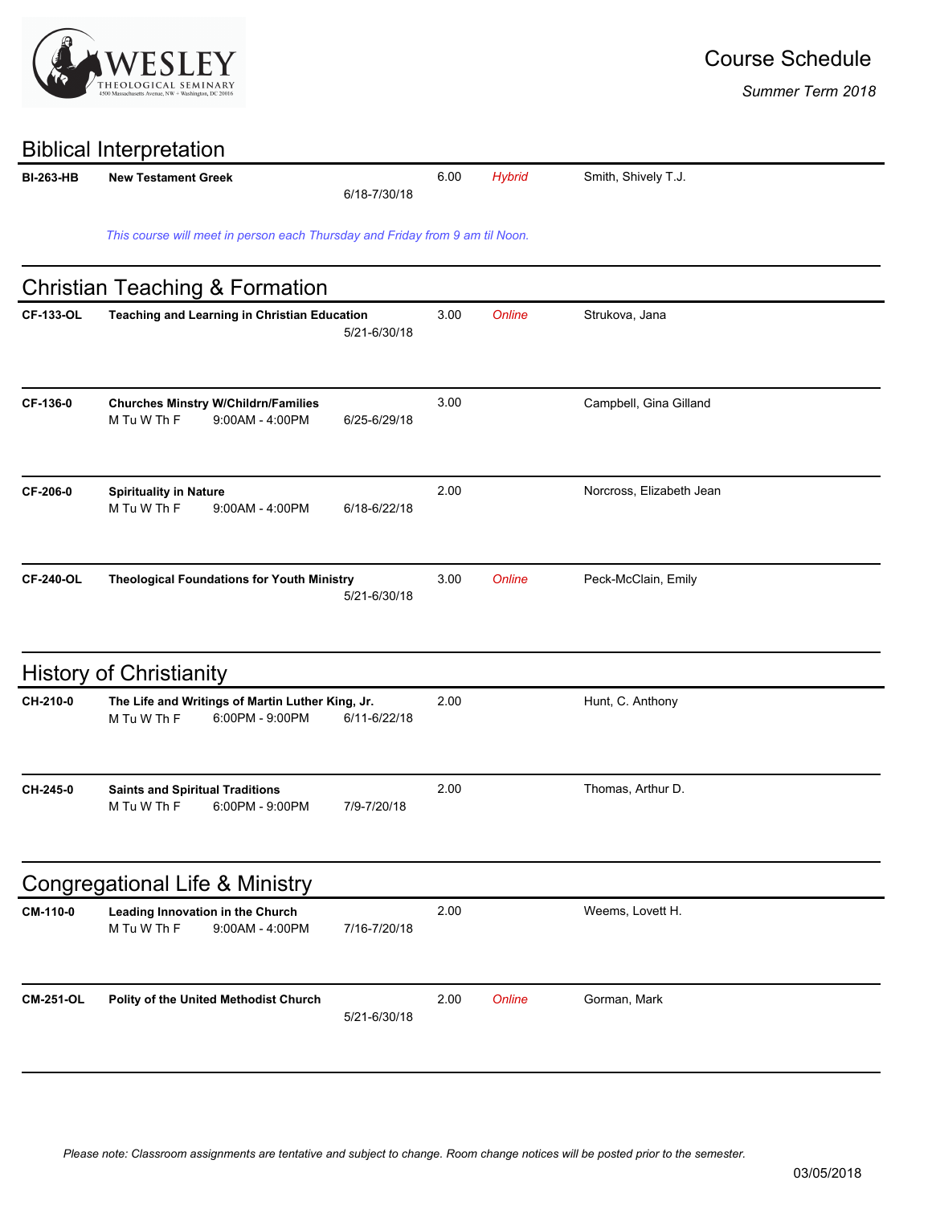# Course Schedule

*Summer Term 2018*

## Biblical Interpretation

| Course | Title / Schedule | Dates | Credits | Format | Instructor |
|---|---|---|---|---|---|
| **BI-263-HB** | **New Testament Greek** | 6/18-7/30/18 | 6.00 | *Hybrid* | Smith, Shively T.J. |

*This course will meet in person each Thursday and Friday from 9 am til Noon.*

## Christian Teaching & Formation

| Course | Title / Schedule | Dates | Credits | Format | Instructor |
|---|---|---|---|---|---|
| **CF-133-OL** | **Teaching and Learning in Christian Education** | 5/21-6/30/18 | 3.00 | *Online* | Strukova, Jana |
| **CF-136-0** | **Churches Minstry W/Childrn/Families**<br>M Tu W Th F 9:00AM - 4:00PM | 6/25-6/29/18 | 3.00 | | Campbell, Gina Gilland |
| **CF-206-0** | **Spirituality in Nature**<br>M Tu W Th F 9:00AM - 4:00PM | 6/18-6/22/18 | 2.00 | | Norcross, Elizabeth Jean |
| **CF-240-OL** | **Theological Foundations for Youth Ministry** | 5/21-6/30/18 | 3.00 | *Online* | Peck-McClain, Emily |

## History of Christianity

| Course | Title / Schedule | Dates | Credits | Format | Instructor |
|---|---|---|---|---|---|
| **CH-210-0** | **The Life and Writings of Martin Luther King, Jr.**<br>M Tu W Th F 6:00PM - 9:00PM | 6/11-6/22/18 | 2.00 | | Hunt, C. Anthony |
| **CH-245-0** | **Saints and Spiritual Traditions**<br>M Tu W Th F 6:00PM - 9:00PM | 7/9-7/20/18 | 2.00 | | Thomas, Arthur D. |

## Congregational Life & Ministry

| Course | Title / Schedule | Dates | Credits | Format | Instructor |
|---|---|---|---|---|---|
| **CM-110-0** | **Leading Innovation in the Church**<br>M Tu W Th F 9:00AM - 4:00PM | 7/16-7/20/18 | 2.00 | | Weems, Lovett H. |
| **CM-251-OL** | **Polity of the United Methodist Church** | 5/21-6/30/18 | 2.00 | *Online* | Gorman, Mark |

*Please note: Classroom assignments are tentative and subject to change. Room change notices will be posted prior to the semester.*

03/05/2018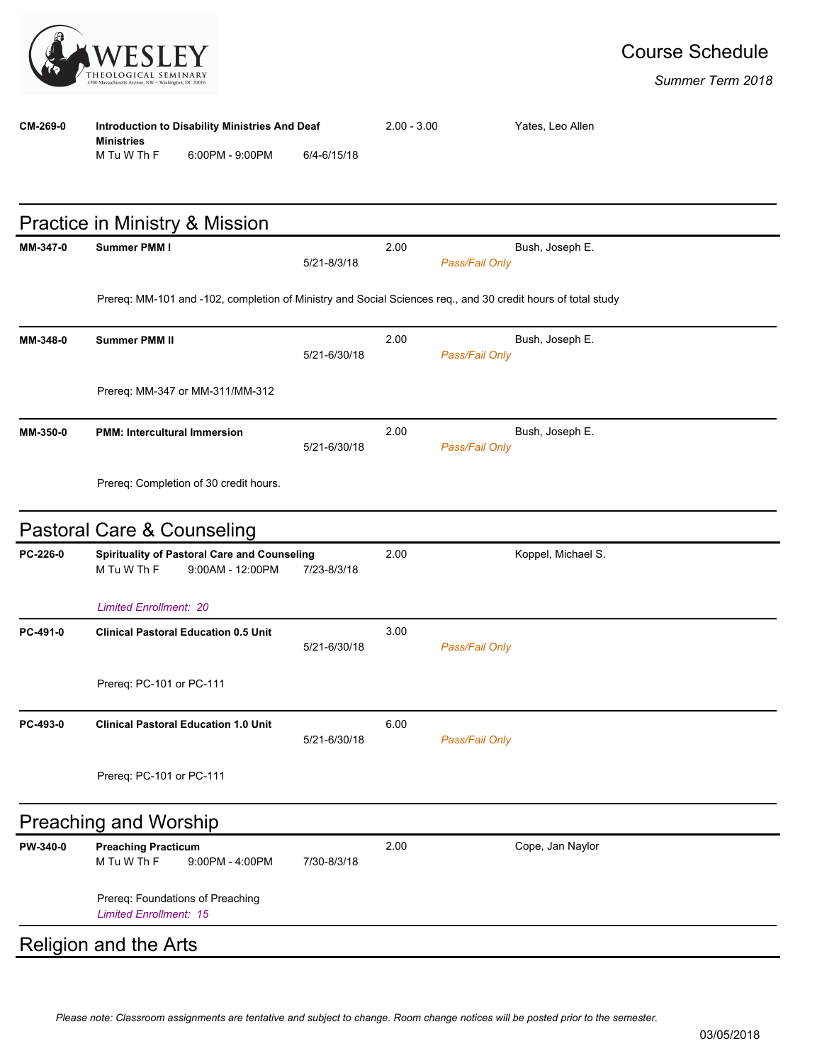| | | | | | | |
|---|---|---|---|---|---|---|
| **CM-269-0** | **Introduction to Disability Ministries And Deaf Ministries** | | | 2.00 - 3.00 | | Yates, Leo Allen |
| | M Tu W Th F | 6:00PM - 9:00PM | 6/4-6/15/18 | | | |

## Practice in Ministry & Mission

| | | | | | |
|---|---|---|---|---|---|
| **MM-347-0** | **Summer PMM I** | | 2.00 | | Bush, Joseph E. |
| | | 5/21-8/3/18 | | *Pass/Fail Only* | |
| | Prereq: MM-101 and -102, completion of Ministry and Social Sciences req., and 30 credit hours of total study | | | | |
| **MM-348-0** | **Summer PMM II** | | 2.00 | | Bush, Joseph E. |
| | | 5/21-6/30/18 | | *Pass/Fail Only* | |
| | Prereq: MM-347 or MM-311/MM-312 | | | | |
| **MM-350-0** | **PMM: Intercultural Immersion** | | 2.00 | | Bush, Joseph E. |
| | | 5/21-6/30/18 | | *Pass/Fail Only* | |
| | Prereq: Completion of 30 credit hours. | | | | |

## Pastoral Care & Counseling

| | | | | | | |
|---|---|---|---|---|---|---|
| **PC-226-0** | **Spirituality of Pastoral Care and Counseling** | | | 2.00 | | Koppel, Michael S. |
| | M Tu W Th F | 9:00AM - 12:00PM | 7/23-8/3/18 | | | |
| | *Limited Enrollment: 20* | | | | | |
| **PC-491-0** | **Clinical Pastoral Education 0.5 Unit** | | | 3.00 | | |
| | | | 5/21-6/30/18 | | *Pass/Fail Only* | |
| | Prereq: PC-101 or PC-111 | | | | | |
| **PC-493-0** | **Clinical Pastoral Education 1.0 Unit** | | | 6.00 | | |
| | | | 5/21-6/30/18 | | *Pass/Fail Only* | |
| | Prereq: PC-101 or PC-111 | | | | | |

## Preaching and Worship

| | | | | | |
|---|---|---|---|---|---|
| **PW-340-0** | **Preaching Practicum** | | | 2.00 | Cope, Jan Naylor |
| | M Tu W Th F | 9:00PM - 4:00PM | 7/30-8/3/18 | | |
| | Prereq: Foundations of Preaching | | | | |
| | *Limited Enrollment: 15* | | | | |

## Religion and the Arts

*Please note: Classroom assignments are tentative and subject to change. Room change notices will be posted prior to the semester.*

03/05/2018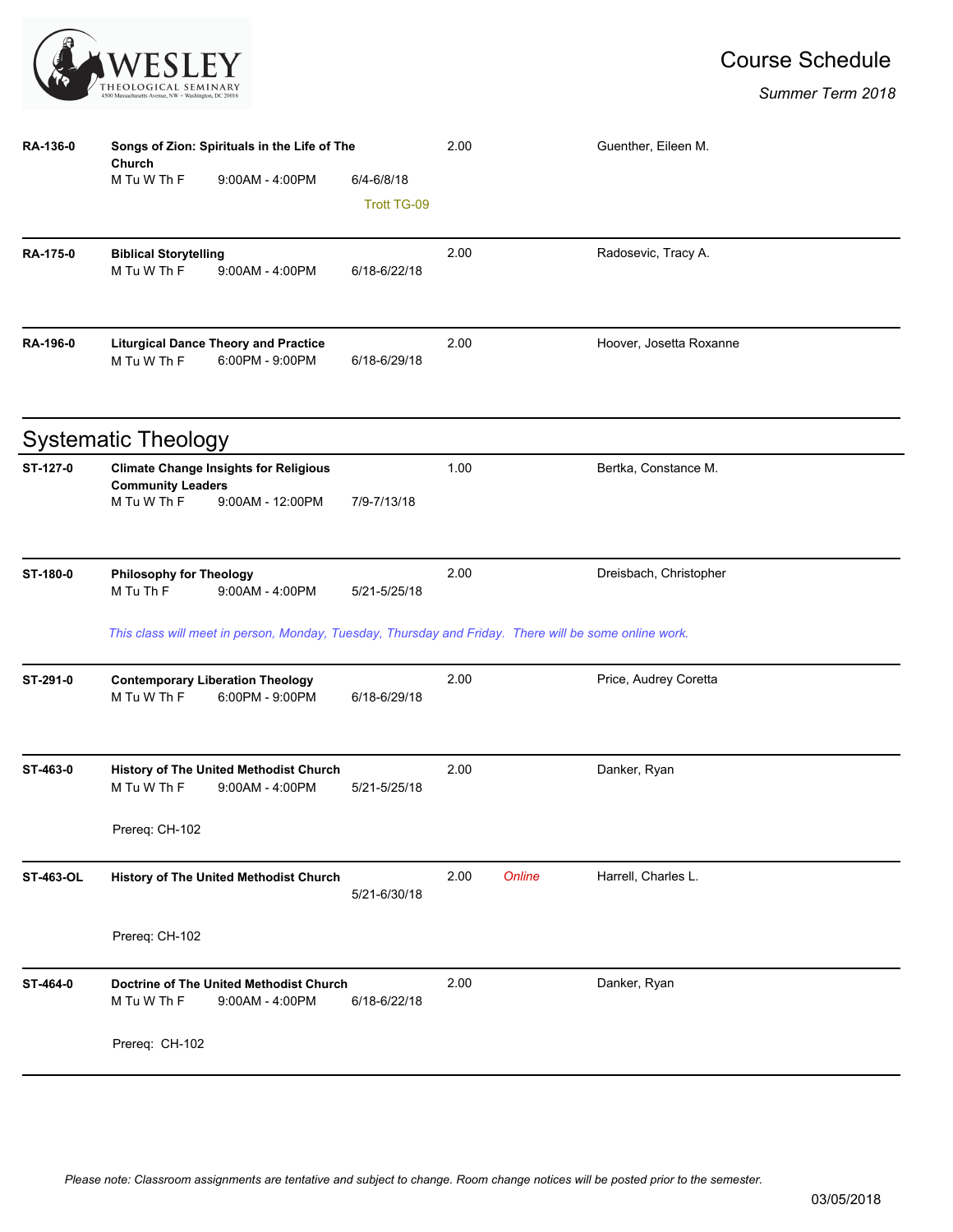| Course | Title / Schedule | Dates | Credits | Format | Instructor |
| --- | --- | --- | --- | --- | --- |
| RA-136-0 | **Songs of Zion: Spirituals in the Life of The Church**<br>M Tu W Th F 9:00AM - 4:00PM | 6/4-6/8/18<br>Trott TG-09 | 2.00 | | Guenther, Eileen M. |
| RA-175-0 | **Biblical Storytelling**<br>M Tu W Th F 9:00AM - 4:00PM | 6/18-6/22/18 | 2.00 | | Radosevic, Tracy A. |
| RA-196-0 | **Liturgical Dance Theory and Practice**<br>M Tu W Th F 6:00PM - 9:00PM | 6/18-6/29/18 | 2.00 | | Hoover, Josetta Roxanne |

## Systematic Theology

| Course | Title / Schedule | Dates | Credits | Format | Instructor |
| --- | --- | --- | --- | --- | --- |
| ST-127-0 | **Climate Change Insights for Religious Community Leaders**<br>M Tu W Th F 9:00AM - 12:00PM | 7/9-7/13/18 | 1.00 | | Bertka, Constance M. |
| ST-180-0 | **Philosophy for Theology**<br>M Tu Th F 9:00AM - 4:00PM<br>*This class will meet in person, Monday, Tuesday, Thursday and Friday. There will be some online work.* | 5/21-5/25/18 | 2.00 | | Dreisbach, Christopher |
| ST-291-0 | **Contemporary Liberation Theology**<br>M Tu W Th F 6:00PM - 9:00PM | 6/18-6/29/18 | 2.00 | | Price, Audrey Coretta |
| ST-463-0 | **History of The United Methodist Church**<br>M Tu W Th F 9:00AM - 4:00PM<br>Prereq: CH-102 | 5/21-5/25/18 | 2.00 | | Danker, Ryan |
| ST-463-OL | **History of The United Methodist Church**<br>Prereq: CH-102 | 5/21-6/30/18 | 2.00 | *Online* | Harrell, Charles L. |
| ST-464-0 | **Doctrine of The United Methodist Church**<br>M Tu W Th F 9:00AM - 4:00PM<br>Prereq: CH-102 | 6/18-6/22/18 | 2.00 | | Danker, Ryan |

*Please note: Classroom assignments are tentative and subject to change. Room change notices will be posted prior to the semester.*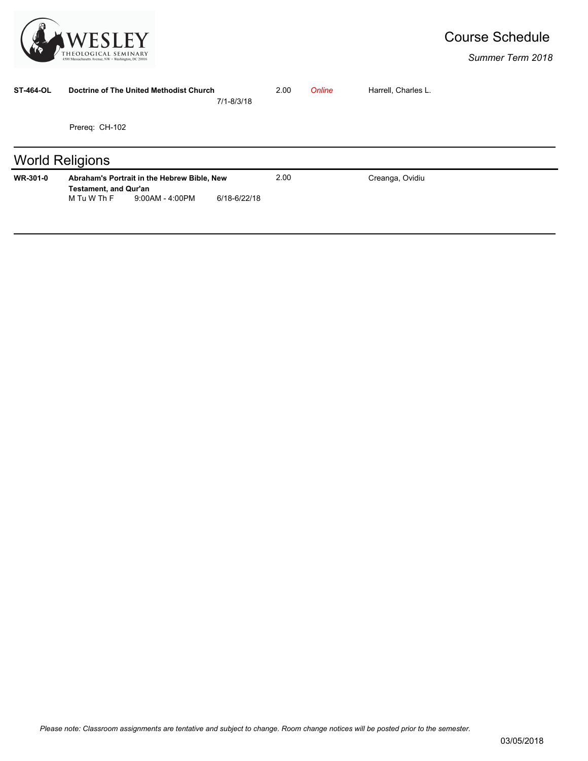| | | | | | |
|---|---|---|---|---|---|
| **ST-464-OL** | **Doctrine of The United Methodist Church** 7/1-8/3/18 | 2.00 | *Online* | Harrell, Charles L. |
| | Prereq: CH-102 | | | | |

## World Religions

| | | | | |
|---|---|---|---|---|
| **WR-301-0** | **Abraham's Portrait in the Hebrew Bible, New Testament, and Qur'an** M Tu W Th F 9:00AM - 4:00PM 6/18-6/22/18 | 2.00 | | Creanga, Ovidiu |

*Please note: Classroom assignments are tentative and subject to change. Room change notices will be posted prior to the semester.*